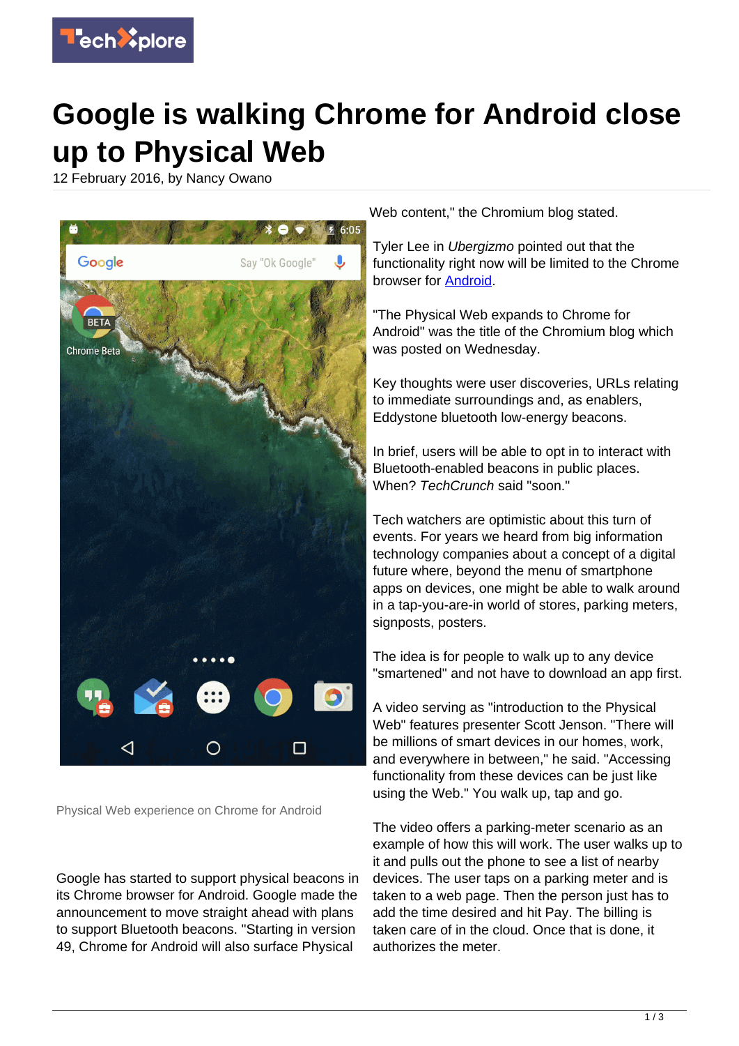# Google is walking Chrome for Android close up to Physical Web

12 February 2016, by Nancy Owano

Physical Web experience on Chrome for Android

Google has started to support physical beacons in its Chrome browser for Android. Google made the announcement to move straight ahead with plans to support Bluetooth beacons. "Starting in version 49, Chrome for Android will also surface Physical Web content," the Chromium blog stated.

Tyler Lee in *Ubergizmo* pointed out that the functionality right now will be limited to the Chrome browser for Android.

"The Physical Web expands to Chrome for Android" was the title of the Chromium blog which was posted on Wednesday.

Key thoughts were user discoveries, URLs relating to immediate surroundings and, as enablers, Eddystone bluetooth low-energy beacons.

In brief, users will be able to opt in to interact with Bluetooth-enabled beacons in public places. When? *TechCrunch* said "soon."

Tech watchers are optimistic about this turn of events. For years we heard from big information technology companies about a concept of a digital future where, beyond the menu of smartphone apps on devices, one might be able to walk around in a tap-you-are-in world of stores, parking meters, signposts, posters.

The idea is for people to walk up to any device "smartened" and not have to download an app first.

A video serving as "introduction to the Physical Web" features presenter Scott Jenson. "There will be millions of smart devices in our homes, work, and everywhere in between," he said. "Accessing functionality from these devices can be just like using the Web." You walk up, tap and go.

The video offers a parking-meter scenario as an example of how this will work. The user walks up to it and pulls out the phone to see a list of nearby devices. The user taps on a parking meter and is taken to a web page. Then the person just has to add the time desired and hit Pay. The billing is taken care of in the cloud. Once that is done, it authorizes the meter.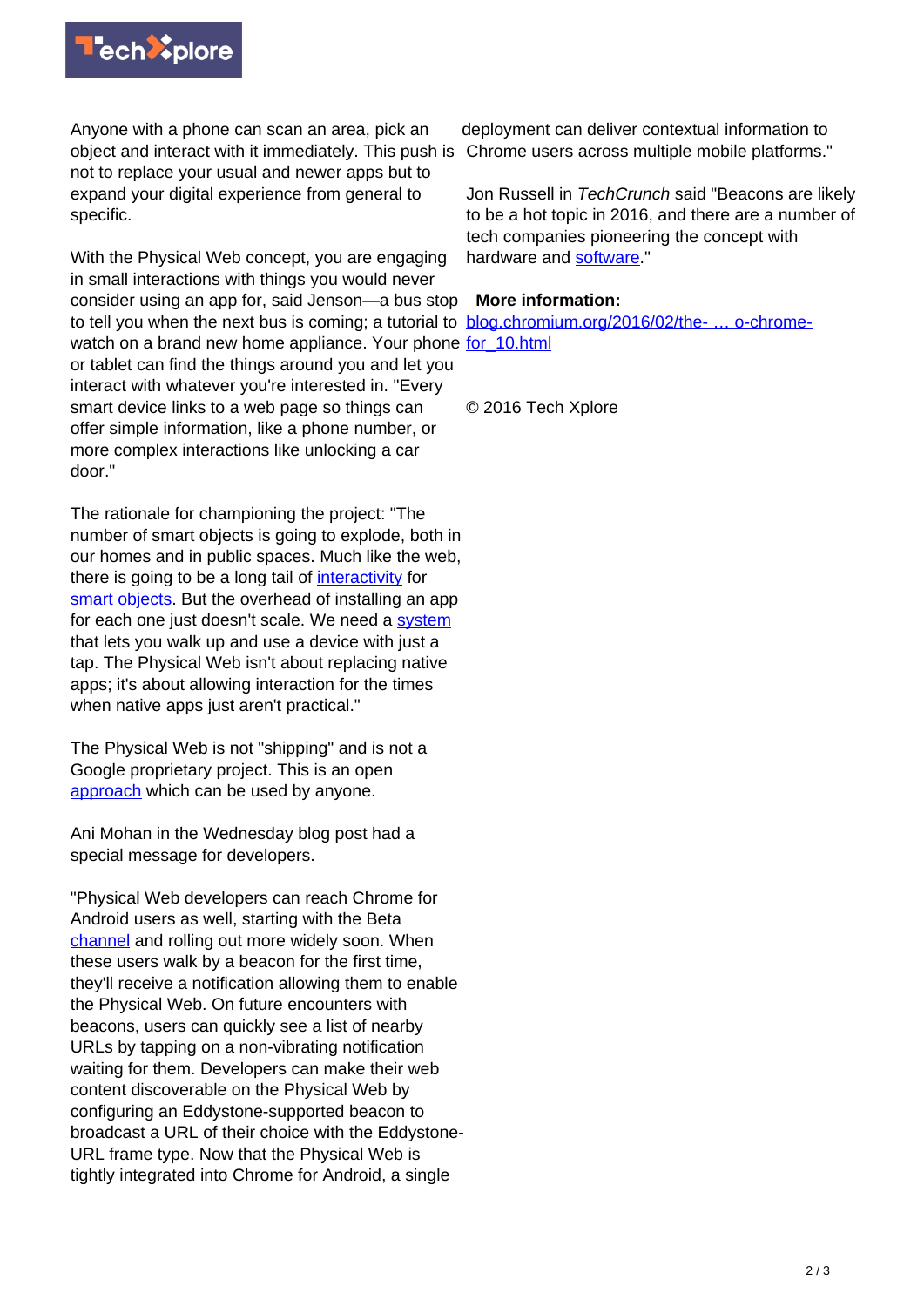Anyone with a phone can scan an area, pick an object and interact with it immediately. This push is not to replace your usual and newer apps but to expand your digital experience from general to specific.

With the Physical Web concept, you are engaging in small interactions with things you would never consider using an app for, said Jenson—a bus stop to tell you when the next bus is coming; a tutorial to watch on a brand new home appliance. Your phone or tablet can find the things around you and let you interact with whatever you're interested in. "Every smart device links to a web page so things can offer simple information, like a phone number, or more complex interactions like unlocking a car door."

The rationale for championing the project: "The number of smart objects is going to explode, both in our homes and in public spaces. Much like the web, there is going to be a long tail of interactivity for smart objects. But the overhead of installing an app for each one just doesn't scale. We need a system that lets you walk up and use a device with just a tap. The Physical Web isn't about replacing native apps; it's about allowing interaction for the times when native apps just aren't practical."

The Physical Web is not "shipping" and is not a Google proprietary project. This is an open approach which can be used by anyone.

Ani Mohan in the Wednesday blog post had a special message for developers.

"Physical Web developers can reach Chrome for Android users as well, starting with the Beta channel and rolling out more widely soon. When these users walk by a beacon for the first time, they'll receive a notification allowing them to enable the Physical Web. On future encounters with beacons, users can quickly see a list of nearby URLs by tapping on a non-vibrating notification waiting for them. Developers can make their web content discoverable on the Physical Web by configuring an Eddystone-supported beacon to broadcast a URL of their choice with the Eddystone-URL frame type. Now that the Physical Web is tightly integrated into Chrome for Android, a single deployment can deliver contextual information to Chrome users across multiple mobile platforms."

Jon Russell in *TechCrunch* said "Beacons are likely to be a hot topic in 2016, and there are a number of tech companies pioneering the concept with hardware and software."

**More information:**
blog.chromium.org/2016/02/the- … o-chrome-for_10.html

© 2016 Tech Xplore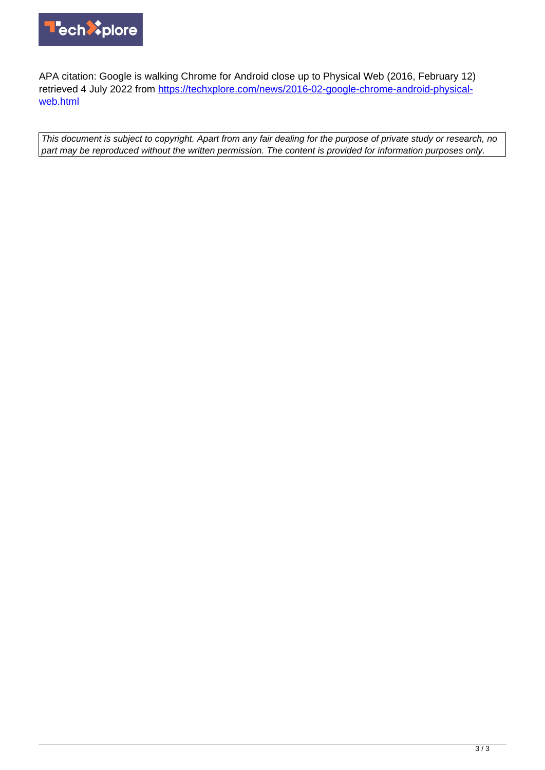APA citation: Google is walking Chrome for Android close up to Physical Web (2016, February 12) retrieved 4 July 2022 from https://techxplore.com/news/2016-02-google-chrome-android-physical-web.html

*This document is subject to copyright. Apart from any fair dealing for the purpose of private study or research, no part may be reproduced without the written permission. The content is provided for information purposes only.*